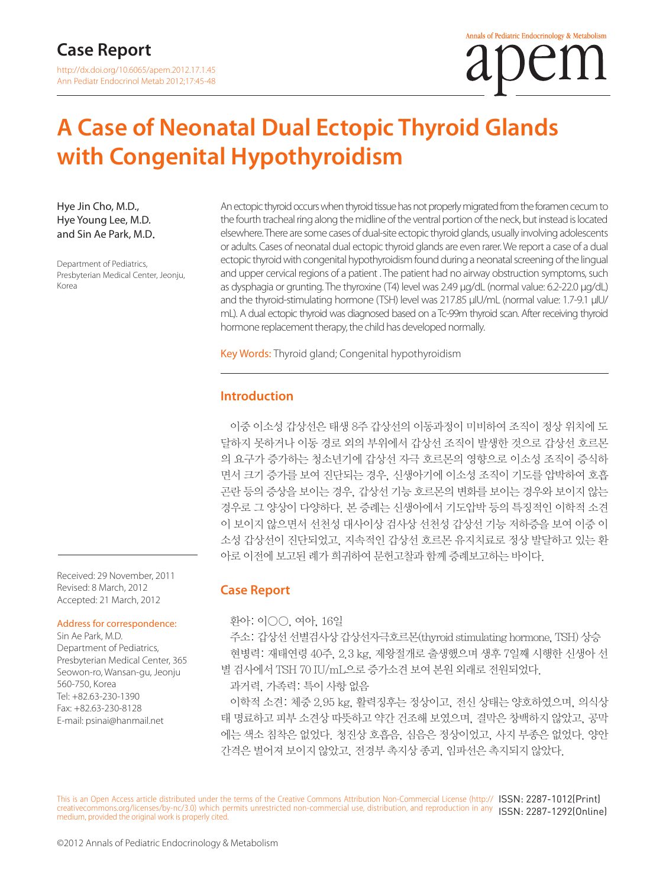Case Report

http://dx.doi.org/10.6065/apem.2012.17.1.45
Ann Pediatr Endocrinol Metab 2012;17:45-48

# A Case of Neonatal Dual Ectopic Thyroid Glands with Congenital Hypothyroidism

Hye Jin Cho, M.D., Hye Young Lee, M.D. and Sin Ae Park, M.D.

Department of Pediatrics, Presbyterian Medical Center, Jeonju, Korea

An ectopic thyroid occurs when thyroid tissue has not properly migrated from the foramen cecum to the fourth tracheal ring along the midline of the ventral portion of the neck, but instead is located elsewhere. There are some cases of dual-site ectopic thyroid glands, usually involving adolescents or adults. Cases of neonatal dual ectopic thyroid glands are even rarer. We report a case of a dual ectopic thyroid with congenital hypothyroidism found during a neonatal screening of the lingual and upper cervical regions of a patient . The patient had no airway obstruction symptoms, such as dysphagia or grunting. The thyroxine (T4) level was 2.49 µg/dL (normal value: 6.2-22.0 µg/dL) and the thyroid-stimulating hormone (TSH) level was 217.85 µIU/mL (normal value: 1.7-9.1 µIU/mL). A dual ectopic thyroid was diagnosed based on a Tc-99m thyroid scan. After receiving thyroid hormone replacement therapy, the child has developed normally.

Key Words: Thyroid gland; Congenital hypothyroidism

Received: 29 November, 2011
Revised: 8 March, 2012
Accepted: 21 March, 2012

Address for correspondence:
Sin Ae Park, M.D.
Department of Pediatrics, Presbyterian Medical Center, 365 Seowon-ro, Wansan-gu, Jeonju 560-750, Korea
Tel: +82.63-230-1390
Fax: +82.63-230-8128
E-mail: psinai@hanmail.net

## Introduction

이중 이소성 갑상선은 태생 8주 갑상선의 이동과정이 미비하여 조직이 정상 위치에 도달하지 못하거나 이동 경로 외의 부위에서 갑상선 조직이 발생한 것으로 갑상선 호르몬의 요구가 증가하는 청소년기에 갑상선 자극 호르몬의 영향으로 이소성 조직이 증식하면서 크기 증가를 보여 진단되는 경우, 신생아기에 이소성 조직이 기도를 압박하여 호흡곤란 등의 증상을 보이는 경우, 갑상선 기능 호르몬의 변화를 보이는 경우와 보이지 않는 경우로 그 양상이 다양하다. 본 증례는 신생아에서 기도압박 등의 특징적인 이학적 소견이 보이지 않으면서 선천성 대사이상 검사상 선천성 갑상선 기능 저하증을 보여 이중 이소성 갑상선이 진단되었고, 지속적인 갑상선 호르몬 유지치료로 정상 발달하고 있는 환아로 이전에 보고된 례가 희귀하여 문헌고찰과 함께 증례보고하는 바이다.

## Case Report

환아: 이○○, 여아, 16일

주소: 갑상선 선별검사상 갑상선자극호르몬(thyroid stimulating hormone, TSH) 상승

현병력: 재태연령 40주, 2.3 kg, 제왕절개로 출생했으며 생후 7일째 시행한 신생아 선별 검사에서 TSH 70 IU/mL으로 증가소견 보여 본원 외래로 전원되었다.

과거력, 가족력: 특이 사항 없음

이학적 소견: 체중 2.95 kg, 활력징후는 정상이고, 전신 상태는 양호하였으며, 의식상태 명료하고 피부 소견상 따뜻하고 약간 건조해 보였으며, 결막은 창백하지 않았고, 공막에는 색소 침착은 없었다. 청진상 호흡음, 심음은 정상이었고, 사지 부종은 없었다. 양안 간격은 벌어져 보이지 않았고, 전경부 촉지상 종괴, 임파선은 촉지되지 않았다.

This is an Open Access article distributed under the terms of the Creative Commons Attribution Non-Commercial License (http://creativecommons.org/licenses/by-nc/3.0) which permits unrestricted non-commercial use, distribution, and reproduction in any medium, provided the original work is properly cited.

ISSN: 2287-1012(Print)
ISSN: 2287-1292(Online)

©2012 Annals of Pediatric Endocrinology & Metabolism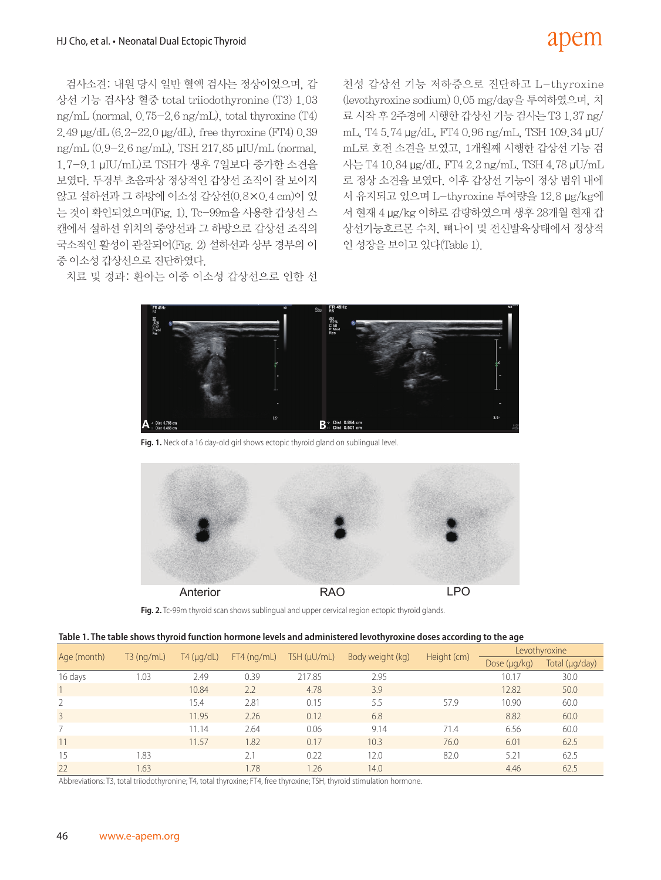검사소견: 내원 당시 일반 혈액 검사는 정상이었으며, 갑상선 기능 검사상 혈중 total triiodothyronine (T3) 1.03 ng/mL (normal, 0.75–2.6 ng/mL), total thyroxine (T4) 2.49 µg/dL (6.2–22.0 µg/dL), free thyroxine (FT4) 0.39 ng/mL (0.9–2.6 ng/mL), TSH 217.85 µIU/mL (normal, 1.7–9.1 µIU/mL)로 TSH가 생후 7일보다 증가한 소견을 보였다. 두경부 초음파상 정상적인 갑상선 조직이 잘 보이지 않고 설하선과 그 하방에 이소성 갑상선(0.8×0.4 cm)이 있는 것이 확인되었으며(Fig. 1), Tc-99m을 사용한 갑상선 스캔에서 설하선 위치의 중앙선과 그 하방으로 갑상선 조직의 국소적인 활성이 관찰되어(Fig. 2) 설하선과 상부 경부의 이중 이소성 갑상선으로 진단하였다.

치료 및 경과: 환아는 이중 이소성 갑상선으로 인한 선천성 갑상선 기능 저하증으로 진단하고 L-thyroxine (levothyroxine sodium) 0.05 mg/day을 투여하였으며, 치료 시작 후 2주경에 시행한 갑상선 기능 검사는 T3 1.37 ng/mL, T4 5.74 µg/dL, FT4 0.96 ng/mL, TSH 109.34 µU/mL로 호전 소견을 보였고, 1개월째 시행한 갑상선 기능 검사는 T4 10.84 µg/dL, FT4 2.2 ng/mL, TSH 4.78 µU/mL로 정상 소견을 보였다. 이후 갑상선 기능이 정상 범위 내에서 유지되고 있으며 L-thyroxine 투여량을 12.8 µg/kg에서 현재 4 µg/kg 이하로 감량하였으며 생후 28개월 현재 갑상선기능호르몬 수치, 뼈나이 및 전신발육상태에서 정상적인 성장을 보이고 있다(Table 1).

**Fig. 1.** Neck of a 16 day-old girl shows ectopic thyroid gland on sublingual level.

**Fig. 2.** Tc-99m thyroid scan shows sublingual and upper cervical region ectopic thyroid glands.

**Table 1. The table shows thyroid function hormone levels and administered levothyroxine doses according to the age**

| Age (month) | T3 (ng/mL) | T4 (µg/dL) | FT4 (ng/mL) | TSH (µU/mL) | Body weight (kg) | Height (cm) | Levothyroxine | |
|---|---|---|---|---|---|---|---|---|
| | | | | | | | Dose (µg/kg) | Total (µg/day) |
| 16 days | 1.03 | 2.49 | 0.39 | 217.85 | 2.95 | | 10.17 | 30.0 |
| 1 | | 10.84 | 2.2 | 4.78 | 3.9 | | 12.82 | 50.0 |
| 2 | | 15.4 | 2.81 | 0.15 | 5.5 | 57.9 | 10.90 | 60.0 |
| 3 | | 11.95 | 2.26 | 0.12 | 6.8 | | 8.82 | 60.0 |
| 7 | | 11.14 | 2.64 | 0.06 | 9.14 | 71.4 | 6.56 | 60.0 |
| 11 | | 11.57 | 1.82 | 0.17 | 10.3 | 76.0 | 6.01 | 62.5 |
| 15 | 1.83 | | 2.1 | 0.22 | 12.0 | 82.0 | 5.21 | 62.5 |
| 22 | 1.63 | | 1.78 | 1.26 | 14.0 | | 4.46 | 62.5 |

Abbreviations: T3, total triiodothyronine; T4, total thyroxine; FT4, free thyroxine; TSH, thyroid stimulation hormone.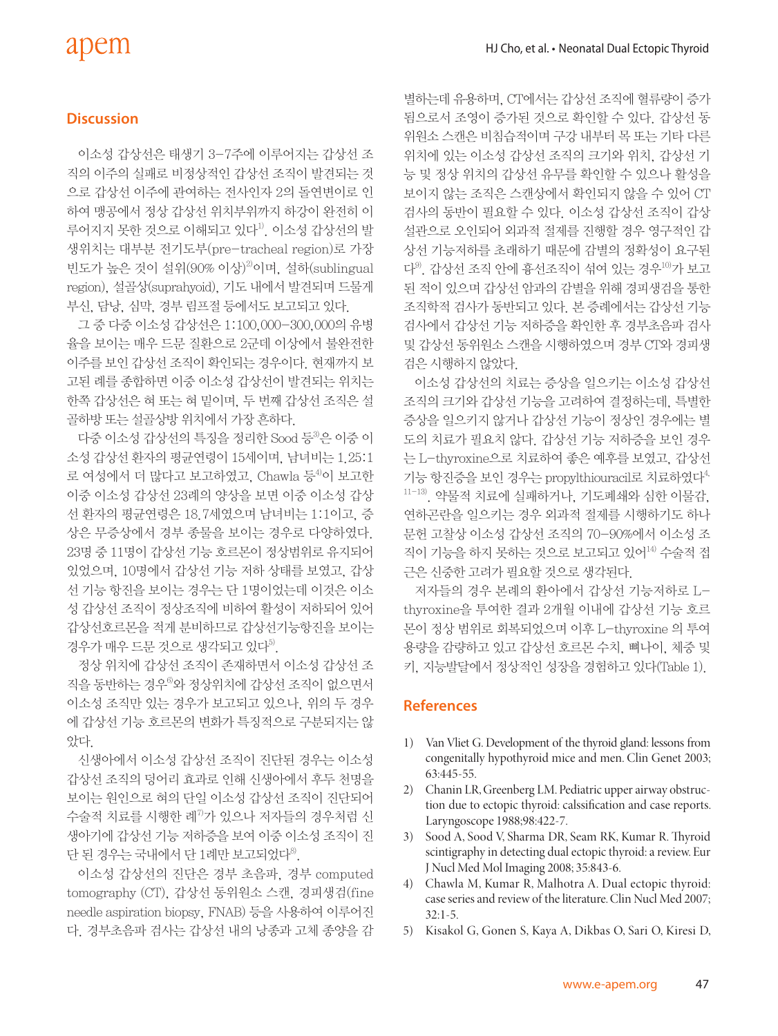## Discussion

이소성 갑상선은 태생기 3-7주에 이루어지는 갑상선 조직의 이주의 실패로 비정상적인 갑상선 조직이 발견되는 것으로 갑상선 이주에 관여하는 전사인자 2의 돌연변이로 인하여 맹공에서 정상 갑상선 위치부위까지 하강이 완전히 이루어지지 못한 것으로 이해되고 있다[1]. 이소성 갑상선의 발생위치는 대부분 전기도부(pre-tracheal region)로 가장 빈도가 높은 것이 설위(90% 이상)[2]이며, 설하(sublingual region), 설골상(suprahyoid), 기도 내에서 발견되며 드물게 부신, 담낭, 심막, 경부 림프절 등에서도 보고되고 있다.

그 중 다중 이소성 갑상선은 1:100,000-300,000의 유병율을 보이는 매우 드문 질환으로 2군데 이상에서 불완전한 이주를 보인 갑상선 조직이 확인되는 경우이다. 현재까지 보고된 례를 종합하면 이중 이소성 갑상선이 발견되는 위치는 한쪽 갑상선은 혀 또는 혀 밑이며, 두 번째 갑상선 조직은 설골하방 또는 설골상방 위치에서 가장 흔하다.

다중 이소성 갑상선의 특징을 정리한 Sood 등[3]은 이중 이소성 갑상선 환자의 평균연령이 15세이며, 남녀비는 1.25:1로 여성에서 더 많다고 보고하였고, Chawla 등[4]이 보고한 이중 이소성 갑상선 23례의 양상을 보면 이중 이소성 갑상선 환자의 평균연령은 18.7세였으며 남녀비는 1:1이고, 증상은 무증상에서 경부 종물을 보이는 경우로 다양하였다. 23명 중 11명이 갑상선 기능 호르몬이 정상범위로 유지되어 있었으며, 10명에서 갑상선 기능 저하 상태를 보였고, 갑상선 기능 항진을 보이는 경우는 단 1명이었는데 이것은 이소성 갑상선 조직이 정상조직에 비하여 활성이 저하되어 있어 갑상선호르몬을 적게 분비하므로 갑상선기능항진을 보이는 경우가 매우 드문 것으로 생각되고 있다[5].

정상 위치에 갑상선 조직이 존재하면서 이소성 갑상선 조직을 동반하는 경우[6]와 정상위치에 갑상선 조직이 없으면서 이소성 조직만 있는 경우가 보고되고 있으나, 위의 두 경우에 갑상선 기능 호르몬의 변화가 특징적으로 구분되지는 않았다.

신생아에서 이소성 갑상선 조직이 진단된 경우는 이소성 갑상선 조직의 덩어리 효과로 인해 신생아에서 후두 천명을 보이는 원인으로 혀의 단일 이소성 갑상선 조직이 진단되어 수술적 치료를 시행한 례[7]가 있으나 저자들의 경우처럼 신생아기에 갑상선 기능 저하증을 보여 이중 이소성 조직이 진단 된 경우는 국내에서 단 1례만 보고되었다[8].

이소성 갑상선의 진단은 경부 초음파, 경부 computed tomography (CT), 갑상선 동위원소 스캔, 경피생검(fine needle aspiration biopsy, FNAB) 등을 사용하여 이루어진다. 경부초음파 검사는 갑상선 내의 낭종과 고체 종양을 감별하는데 유용하며, CT에서는 갑상선 조직에 혈류량이 증가됨으로서 조영이 증가된 것으로 확인할 수 있다. 갑상선 동위원소 스캔은 비침습적이며 구강 내부터 목 또는 기타 다른 위치에 있는 이소성 갑상선 조직의 크기와 위치, 갑상선 기능 및 정상 위치의 갑상선 유무를 확인할 수 있으나 활성을 보이지 않는 조직은 스캔상에서 확인되지 않을 수 있어 CT 검사의 동반이 필요할 수 있다. 이소성 갑상선 조직이 갑상설관으로 오인되어 외과적 절제를 진행할 경우 영구적인 갑상선 기능저하를 초래하기 때문에 감별의 정확성이 요구된다[9]. 갑상선 조직 안에 흉선조직이 섞여 있는 경우[10]가 보고된 적이 있으며 갑상선 암과의 감별을 위해 경피생검을 통한 조직학적 검사가 동반되고 있다. 본 증례에서는 갑상선 기능검사에서 갑상선 기능 저하증을 확인한 후 경부초음파 검사 및 갑상선 동위원소 스캔을 시행하였으며 경부 CT와 경피생검은 시행하지 않았다.

이소성 갑상선의 치료는 증상을 일으키는 이소성 갑상선 조직의 크기와 갑상선 기능을 고려하여 결정하는데, 특별한 증상을 일으키지 않거나 갑상선 기능이 정상인 경우에는 별도의 치료가 필요치 않다. 갑상선 기능 저하증을 보인 경우는 L-thyroxine으로 치료하여 좋은 예후를 보였고, 갑상선 기능 항진증을 보인 경우는 propylthiouracil로 치료하였다[4,11-13]. 약물적 치료에 실패하거나, 기도폐쇄와 심한 이물감, 연하곤란을 일으키는 경우 외과적 절제를 시행하기도 하나 문헌 고찰상 이소성 갑상선 조직의 70-90%에서 이소성 조직이 기능을 하지 못하는 것으로 보고되고 있어[14] 수술적 접근은 신중한 고려가 필요할 것으로 생각된다.

저자들의 경우 본례의 환아에서 갑상선 기능저하로 L-thyroxine을 투여한 결과 2개월 이내에 갑상선 기능 호르몬이 정상 범위로 회복되었으며 이후 L-thyroxine 의 투여 용량을 감량하고 있고 갑상선 호르몬 수치, 뼈나이, 체중 및 키, 지능발달에서 정상적인 성장을 경험하고 있다(Table 1).

## References

1) Van Vliet G. Development of the thyroid gland: lessons from congenitally hypothyroid mice and men. Clin Genet 2003; 63:445-55.
2) Chanin LR, Greenberg LM. Pediatric upper airway obstruction due to ectopic thyroid: calssification and case reports. Laryngoscope 1988;98:422-7.
3) Sood A, Sood V, Sharma DR, Seam RK, Kumar R. Thyroid scintigraphy in detecting dual ectopic thyroid: a review. Eur J Nucl Med Mol Imaging 2008; 35:843-6.
4) Chawla M, Kumar R, Malhotra A. Dual ectopic thyroid: case series and review of the literature. Clin Nucl Med 2007; 32:1-5.
5) Kisakol G, Gonen S, Kaya A, Dikbas O, Sari O, Kiresi D,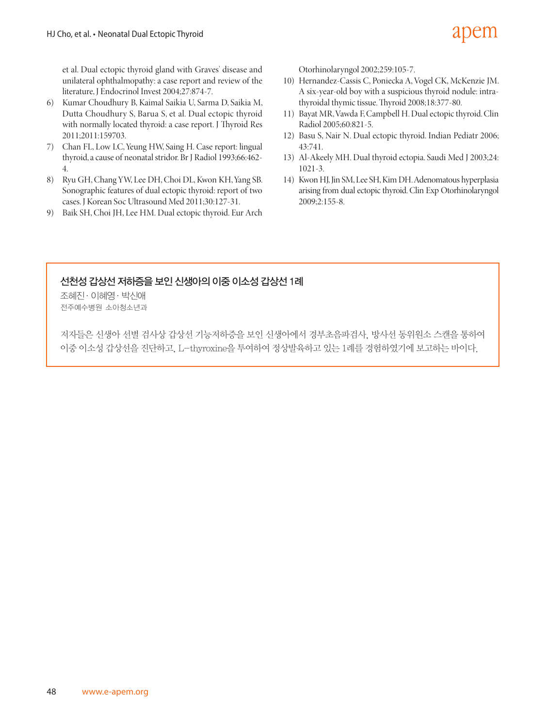et al. Dual ectopic thyroid gland with Graves' disease and unilateral ophthalmopathy: a case report and review of the literature. J Endocrinol Invest 2004;27:874-7.

6) Kumar Choudhury B, Kaimal Saikia U, Sarma D, Saikia M, Dutta Choudhury S, Barua S, et al. Dual ectopic thyroid with normally located thyroid: a case report. J Thyroid Res 2011;2011:159703.
7) Chan FL, Low LC, Yeung HW, Saing H. Case report: lingual thyroid, a cause of neonatal stridor. Br J Radiol 1993;66:462-4.
8) Ryu GH, Chang YW, Lee DH, Choi DL, Kwon KH, Yang SB. Sonographic features of dual ectopic thyroid: report of two cases. J Korean Soc Ultrasound Med 2011;30:127-31.
9) Baik SH, Choi JH, Lee HM. Dual ectopic thyroid. Eur Arch Otorhinolaryngol 2002;259:105-7.
10) Hernandez-Cassis C, Poniecka A, Vogel CK, McKenzie JM. A six-year-old boy with a suspicious thyroid nodule: intrathyroidal thymic tissue. Thyroid 2008;18:377-80.
11) Bayat MR, Vawda F, Campbell H. Dual ectopic thyroid. Clin Radiol 2005;60:821-5.
12) Basu S, Nair N. Dual ectopic thyroid. Indian Pediatr 2006;43:741.
13) Al-Akeely MH. Dual thyroid ectopia. Saudi Med J 2003;24:1021-3.
14) Kwon HJ, Jin SM, Lee SH, Kim DH. Adenomatous hyperplasia arising from dual ectopic thyroid. Clin Exp Otorhinolaryngol 2009;2:155-8.

## 선천성 갑상선 저하증을 보인 신생아의 이중 이소성 갑상선 1례

조혜진 · 이혜영 · 박신애

전주예수병원 소아청소년과

저자들은 신생아 선별 검사상 갑상선 기능저하증을 보인 신생아에서 경부초음파검사, 방사선 동위원소 스캔을 통하여 이중 이소성 갑상선을 진단하고, L-thyroxine을 투여하여 정상발육하고 있는 1례를 경험하였기에 보고하는 바이다.